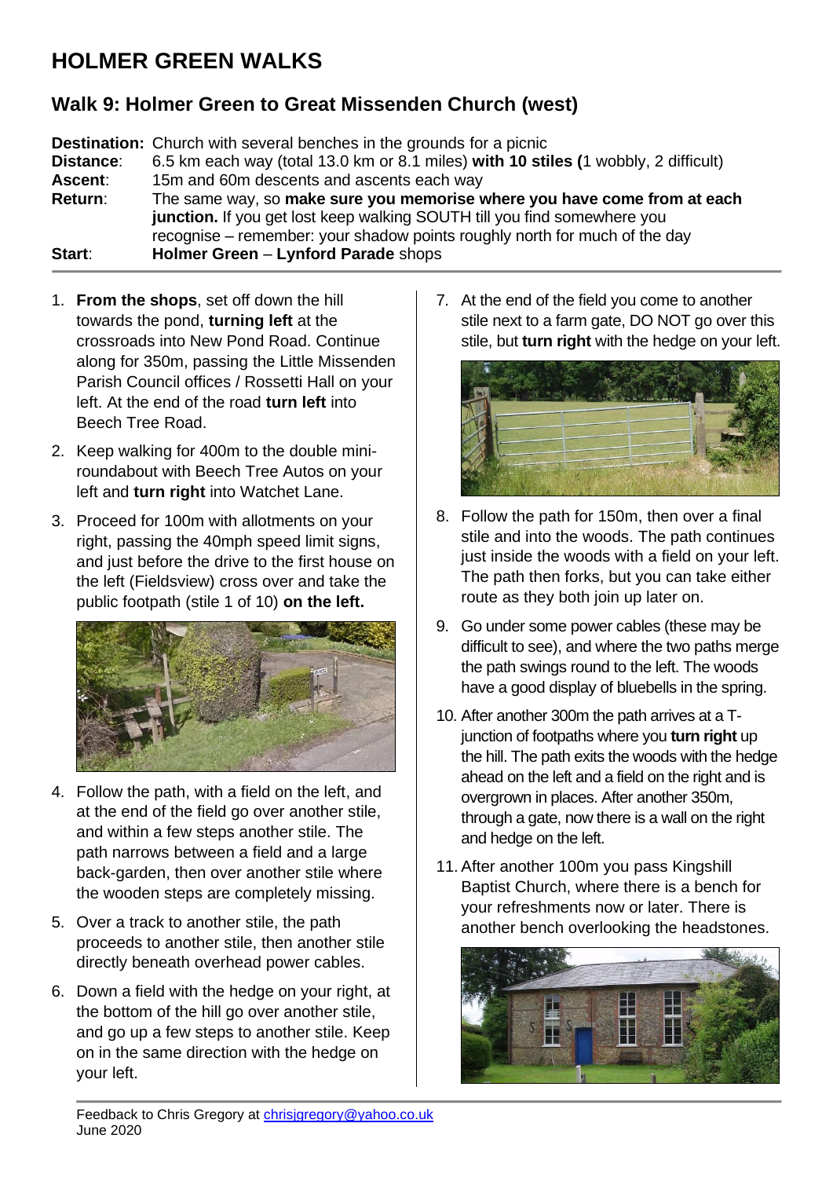# HOLMER GREEN WALKS

## Walk 9: Holmer Green to Great Missenden Church (west)

**Destination:** Church with several benches in the grounds for a picnic
**Distance**: 6.5 km each way (total 13.0 km or 8.1 miles) **with 10 stiles (**1 wobbly, 2 difficult)
**Ascent**: 15m and 60m descents and ascents each way
**Return**: The same way, so **make sure you memorise where you have come from at each junction.** If you get lost keep walking SOUTH till you find somewhere you recognise – remember: your shadow points roughly north for much of the day
**Start**: **Holmer Green** – **Lynford Parade** shops

1. **From the shops**, set off down the hill towards the pond, **turning left** at the crossroads into New Pond Road. Continue along for 350m, passing the Little Missenden Parish Council offices / Rossetti Hall on your left. At the end of the road **turn left** into Beech Tree Road.
2. Keep walking for 400m to the double mini-roundabout with Beech Tree Autos on your left and **turn right** into Watchet Lane.
3. Proceed for 100m with allotments on your right, passing the 40mph speed limit signs, and just before the drive to the first house on the left (Fieldsview) cross over and take the public footpath (stile 1 of 10) **on the left.**
4. Follow the path, with a field on the left, and at the end of the field go over another stile, and within a few steps another stile. The path narrows between a field and a large back-garden, then over another stile where the wooden steps are completely missing.
5. Over a track to another stile, the path proceeds to another stile, then another stile directly beneath overhead power cables.
6. Down a field with the hedge on your right, at the bottom of the hill go over another stile, and go up a few steps to another stile. Keep on in the same direction with the hedge on your left.
7. At the end of the field you come to another stile next to a farm gate, DO NOT go over this stile, but **turn right** with the hedge on your left.
8. Follow the path for 150m, then over a final stile and into the woods. The path continues just inside the woods with a field on your left. The path then forks, but you can take either route as they both join up later on.
9. Go under some power cables (these may be difficult to see), and where the two paths merge the path swings round to the left. The woods have a good display of bluebells in the spring.
10. After another 300m the path arrives at a T-junction of footpaths where you **turn right** up the hill. The path exits the woods with the hedge ahead on the left and a field on the right and is overgrown in places. After another 350m, through a gate, now there is a wall on the right and hedge on the left.
11. After another 100m you pass Kingshill Baptist Church, where there is a bench for your refreshments now or later. There is another bench overlooking the headstones.

Feedback to Chris Gregory at chrisjgregory@yahoo.co.uk
June 2020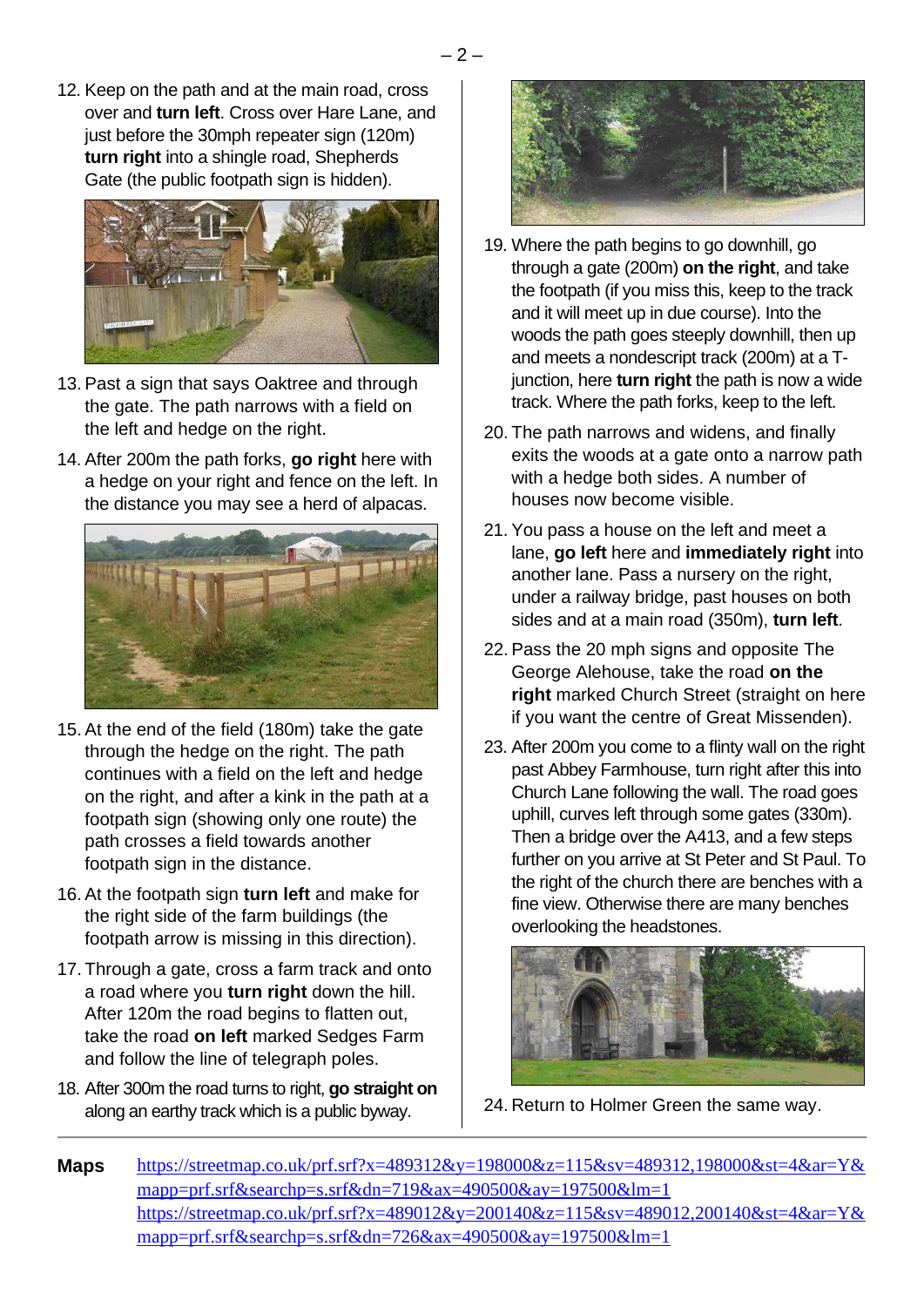12. Keep on the path and at the main road, cross over and **turn left**. Cross over Hare Lane, and just before the 30mph repeater sign (120m) **turn right** into a shingle road, Shepherds Gate (the public footpath sign is hidden).

13. Past a sign that says Oaktree and through the gate. The path narrows with a field on the left and hedge on the right.

14. After 200m the path forks, **go right** here with a hedge on your right and fence on the left. In the distance you may see a herd of alpacas.

15. At the end of the field (180m) take the gate through the hedge on the right. The path continues with a field on the left and hedge on the right, and after a kink in the path at a footpath sign (showing only one route) the path crosses a field towards another footpath sign in the distance.

16. At the footpath sign **turn left** and make for the right side of the farm buildings (the footpath arrow is missing in this direction).

17. Through a gate, cross a farm track and onto a road where you **turn right** down the hill. After 120m the road begins to flatten out, take the road **on left** marked Sedges Farm and follow the line of telegraph poles.

18. After 300m the road turns to right, **go straight on** along an earthy track which is a public byway.

19. Where the path begins to go downhill, go through a gate (200m) **on the right**, and take the footpath (if you miss this, keep to the track and it will meet up in due course). Into the woods the path goes steeply downhill, then up and meets a nondescript track (200m) at a T-junction, here **turn right** the path is now a wide track. Where the path forks, keep to the left.

20. The path narrows and widens, and finally exits the woods at a gate onto a narrow path with a hedge both sides. A number of houses now become visible.

21. You pass a house on the left and meet a lane, **go left** here and **immediately right** into another lane. Pass a nursery on the right, under a railway bridge, past houses on both sides and at a main road (350m), **turn left**.

22. Pass the 20 mph signs and opposite The George Alehouse, take the road **on the right** marked Church Street (straight on here if you want the centre of Great Missenden).

23. After 200m you come to a flinty wall on the right past Abbey Farmhouse, turn right after this into Church Lane following the wall. The road goes uphill, curves left through some gates (330m). Then a bridge over the A413, and a few steps further on you arrive at St Peter and St Paul. To the right of the church there are benches with a fine view. Otherwise there are many benches overlooking the headstones.

24. Return to Holmer Green the same way.

---

**Maps** https://streetmap.co.uk/prf.srf?x=489312&y=198000&z=115&sv=489312,198000&st=4&ar=Y&mapp=prf.srf&searchp=s.srf&dn=719&ax=490500&ay=197500&lm=1
https://streetmap.co.uk/prf.srf?x=489012&y=200140&z=115&sv=489012,200140&st=4&ar=Y&mapp=prf.srf&searchp=s.srf&dn=726&ax=490500&ay=197500&lm=1